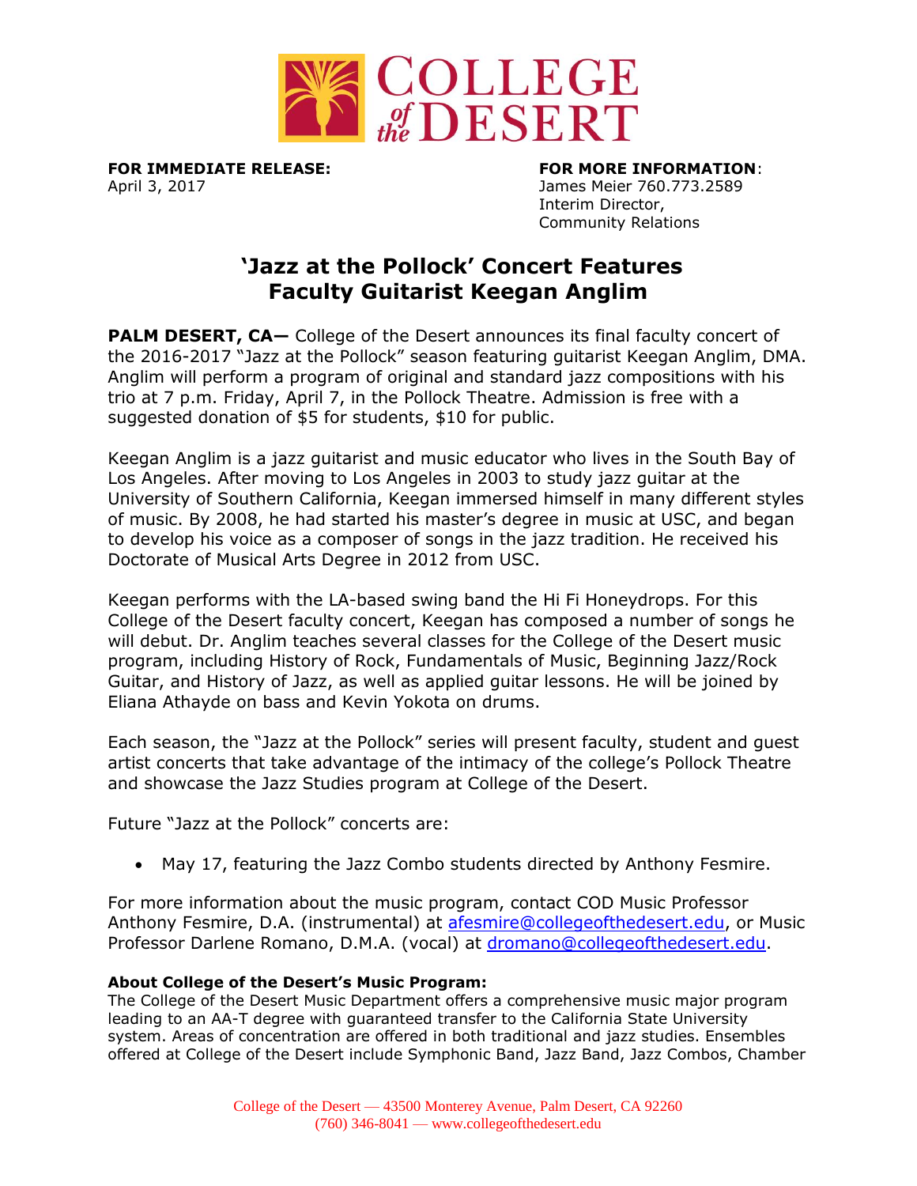**FOR IMMEDIATE RELEASE:**
April 3, 2017

**FOR MORE INFORMATION**:
James Meier 760.773.2589
Interim Director,
Community Relations

# 'Jazz at the Pollock' Concert Features Faculty Guitarist Keegan Anglim

**PALM DESERT, CA—** College of the Desert announces its final faculty concert of the 2016-2017 "Jazz at the Pollock" season featuring guitarist Keegan Anglim, DMA. Anglim will perform a program of original and standard jazz compositions with his trio at 7 p.m. Friday, April 7, in the Pollock Theatre. Admission is free with a suggested donation of $5 for students, $10 for public.

Keegan Anglim is a jazz guitarist and music educator who lives in the South Bay of Los Angeles. After moving to Los Angeles in 2003 to study jazz guitar at the University of Southern California, Keegan immersed himself in many different styles of music. By 2008, he had started his master's degree in music at USC, and began to develop his voice as a composer of songs in the jazz tradition. He received his Doctorate of Musical Arts Degree in 2012 from USC.

Keegan performs with the LA-based swing band the Hi Fi Honeydrops. For this College of the Desert faculty concert, Keegan has composed a number of songs he will debut. Dr. Anglim teaches several classes for the College of the Desert music program, including History of Rock, Fundamentals of Music, Beginning Jazz/Rock Guitar, and History of Jazz, as well as applied guitar lessons. He will be joined by Eliana Athayde on bass and Kevin Yokota on drums.

Each season, the "Jazz at the Pollock" series will present faculty, student and guest artist concerts that take advantage of the intimacy of the college's Pollock Theatre and showcase the Jazz Studies program at College of the Desert.

Future "Jazz at the Pollock" concerts are:

- May 17, featuring the Jazz Combo students directed by Anthony Fesmire.

For more information about the music program, contact COD Music Professor Anthony Fesmire, D.A. (instrumental) at afesmire@collegeofthedesert.edu, or Music Professor Darlene Romano, D.M.A. (vocal) at dromano@collegeofthedesert.edu.

**About College of the Desert's Music Program:**
The College of the Desert Music Department offers a comprehensive music major program leading to an AA-T degree with guaranteed transfer to the California State University system. Areas of concentration are offered in both traditional and jazz studies. Ensembles offered at College of the Desert include Symphonic Band, Jazz Band, Jazz Combos, Chamber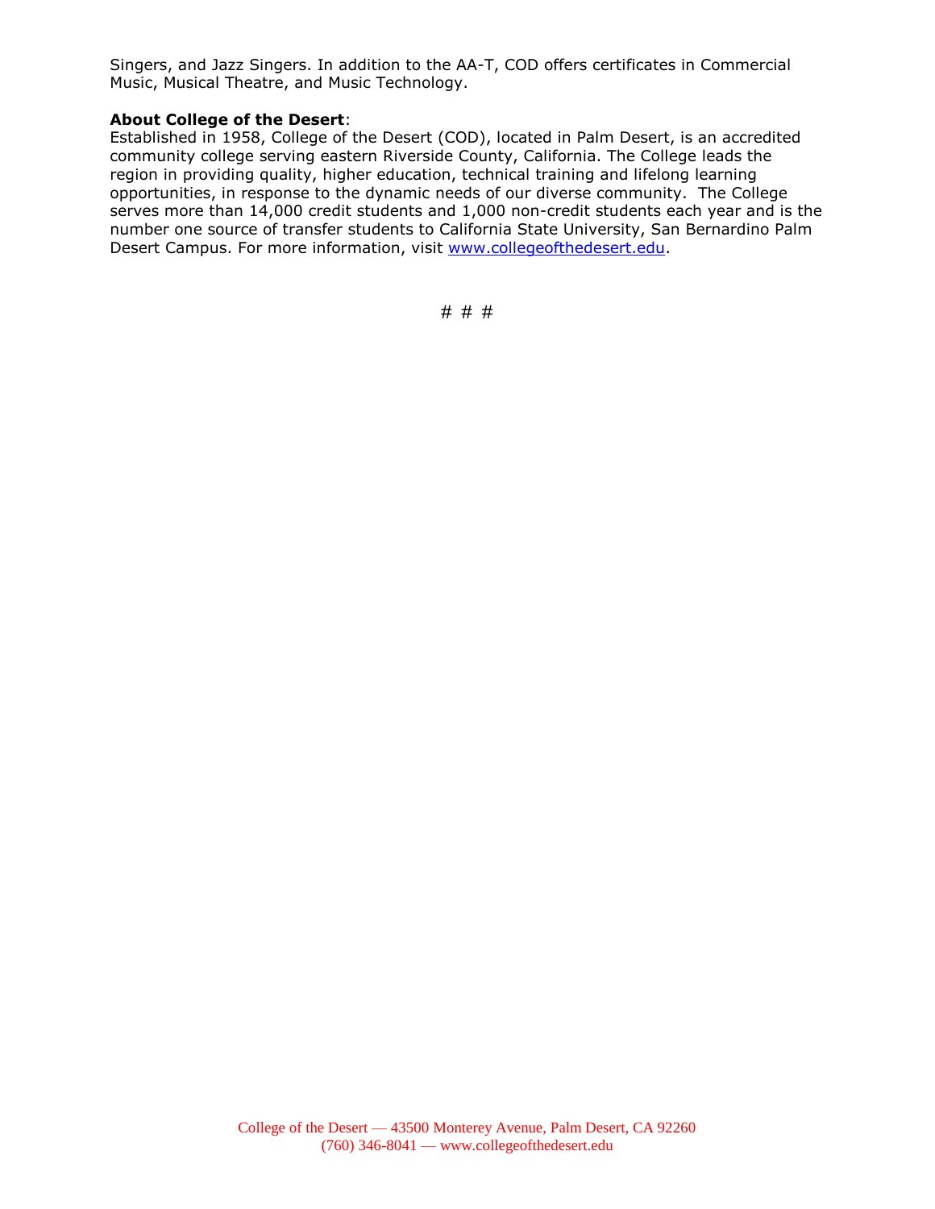Singers, and Jazz Singers. In addition to the AA-T, COD offers certificates in Commercial Music, Musical Theatre, and Music Technology.

**About College of the Desert**:
Established in 1958, College of the Desert (COD), located in Palm Desert, is an accredited community college serving eastern Riverside County, California. The College leads the region in providing quality, higher education, technical training and lifelong learning opportunities, in response to the dynamic needs of our diverse community. The College serves more than 14,000 credit students and 1,000 non-credit students each year and is the number one source of transfer students to California State University, San Bernardino Palm Desert Campus. For more information, visit www.collegeofthedesert.edu.

# # #

College of the Desert — 43500 Monterey Avenue, Palm Desert, CA 92260
(760) 346-8041 — www.collegeofthedesert.edu